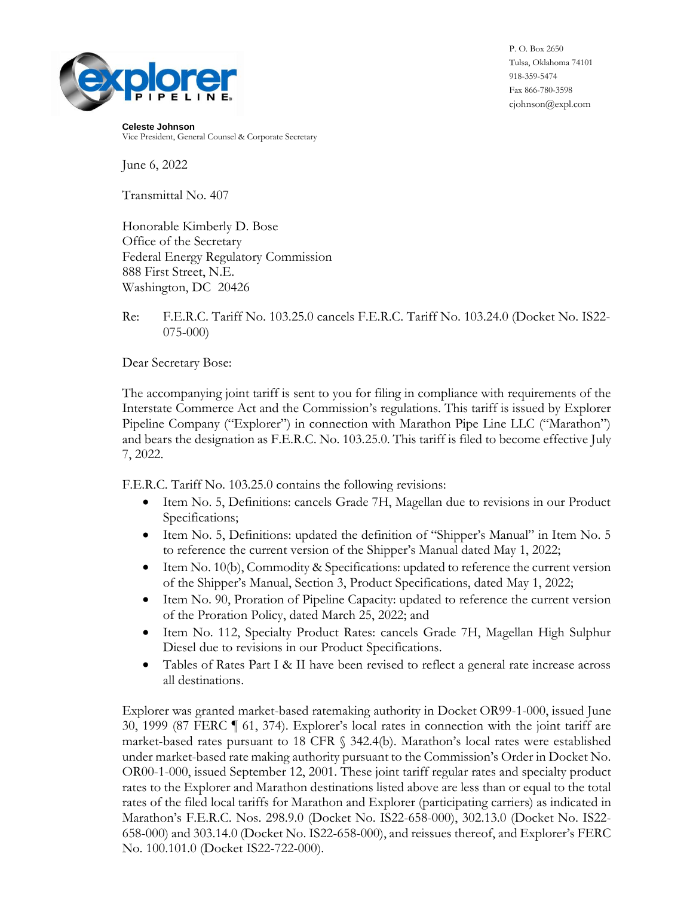P. O. Box 2650
Tulsa, Oklahoma 74101
918-359-5474
Fax 866-780-3598
cjohnson@expl.com

**Celeste Johnson**
Vice President, General Counsel & Corporate Secretary

June 6, 2022

Transmittal No. 407

Honorable Kimberly D. Bose
Office of the Secretary
Federal Energy Regulatory Commission
888 First Street, N.E.
Washington, DC 20426

Re: F.E.R.C. Tariff No. 103.25.0 cancels F.E.R.C. Tariff No. 103.24.0 (Docket No. IS22-075-000)

Dear Secretary Bose:

The accompanying joint tariff is sent to you for filing in compliance with requirements of the Interstate Commerce Act and the Commission's regulations. This tariff is issued by Explorer Pipeline Company ("Explorer") in connection with Marathon Pipe Line LLC ("Marathon") and bears the designation as F.E.R.C. No. 103.25.0. This tariff is filed to become effective July 7, 2022.

F.E.R.C. Tariff No. 103.25.0 contains the following revisions:

- Item No. 5, Definitions: cancels Grade 7H, Magellan due to revisions in our Product Specifications;
- Item No. 5, Definitions: updated the definition of "Shipper's Manual" in Item No. 5 to reference the current version of the Shipper's Manual dated May 1, 2022;
- Item No. 10(b), Commodity & Specifications: updated to reference the current version of the Shipper's Manual, Section 3, Product Specifications, dated May 1, 2022;
- Item No. 90, Proration of Pipeline Capacity: updated to reference the current version of the Proration Policy, dated March 25, 2022; and
- Item No. 112, Specialty Product Rates: cancels Grade 7H, Magellan High Sulphur Diesel due to revisions in our Product Specifications.
- Tables of Rates Part I & II have been revised to reflect a general rate increase across all destinations.

Explorer was granted market-based ratemaking authority in Docket OR99-1-000, issued June 30, 1999 (87 FERC ¶ 61, 374). Explorer's local rates in connection with the joint tariff are market-based rates pursuant to 18 CFR § 342.4(b). Marathon's local rates were established under market-based rate making authority pursuant to the Commission's Order in Docket No. OR00-1-000, issued September 12, 2001. These joint tariff regular rates and specialty product rates to the Explorer and Marathon destinations listed above are less than or equal to the total rates of the filed local tariffs for Marathon and Explorer (participating carriers) as indicated in Marathon's F.E.R.C. Nos. 298.9.0 (Docket No. IS22-658-000), 302.13.0 (Docket No. IS22-658-000) and 303.14.0 (Docket No. IS22-658-000), and reissues thereof, and Explorer's FERC No. 100.101.0 (Docket IS22-722-000).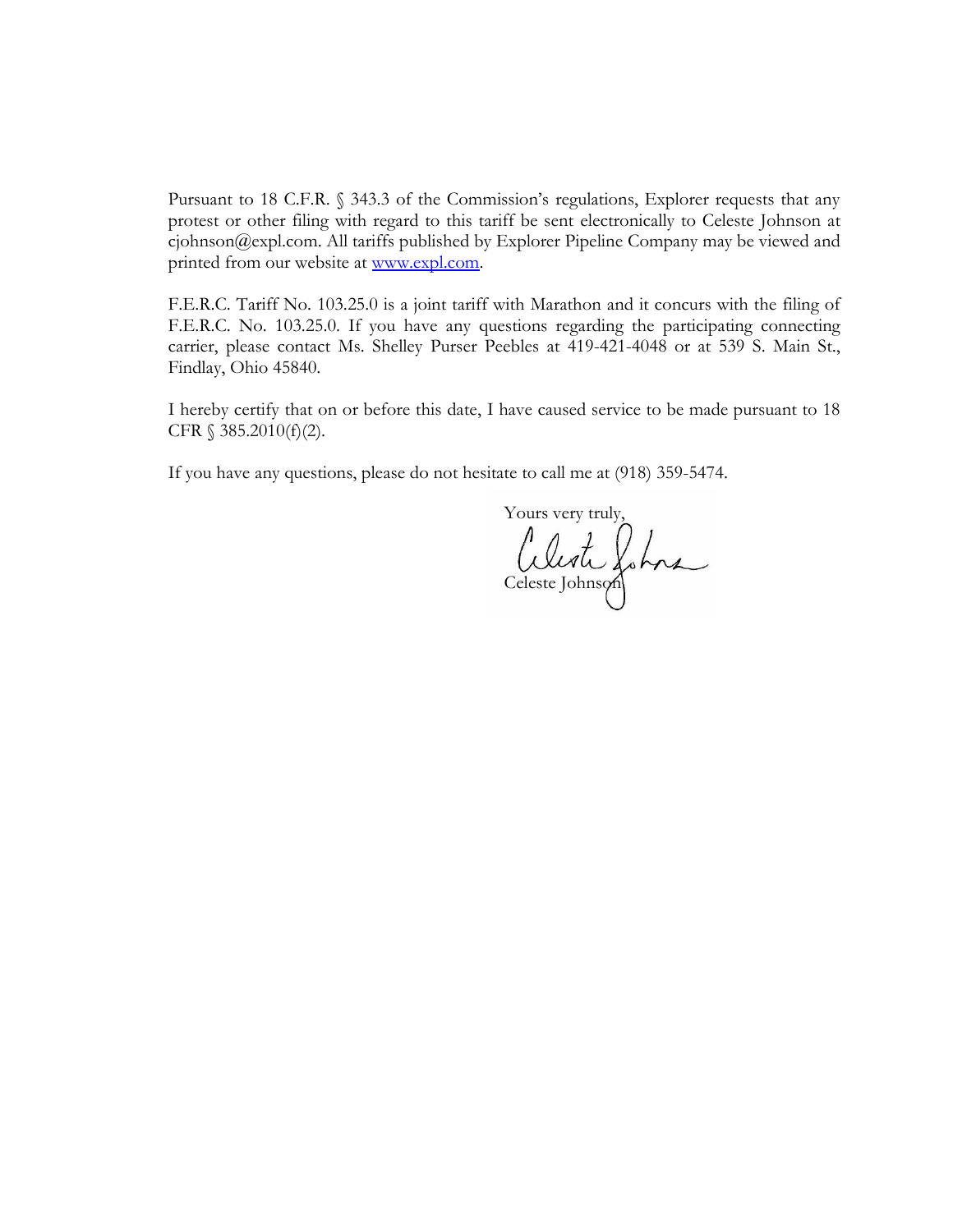Pursuant to 18 C.F.R. § 343.3 of the Commission's regulations, Explorer requests that any protest or other filing with regard to this tariff be sent electronically to Celeste Johnson at cjohnson@expl.com. All tariffs published by Explorer Pipeline Company may be viewed and printed from our website at www.expl.com.

F.E.R.C. Tariff No. 103.25.0 is a joint tariff with Marathon and it concurs with the filing of F.E.R.C. No. 103.25.0. If you have any questions regarding the participating connecting carrier, please contact Ms. Shelley Purser Peebles at 419-421-4048 or at 539 S. Main St., Findlay, Ohio 45840.

I hereby certify that on or before this date, I have caused service to be made pursuant to 18 CFR § 385.2010(f)(2).

If you have any questions, please do not hesitate to call me at (918) 359-5474.

Yours very truly,

Celeste Johnson